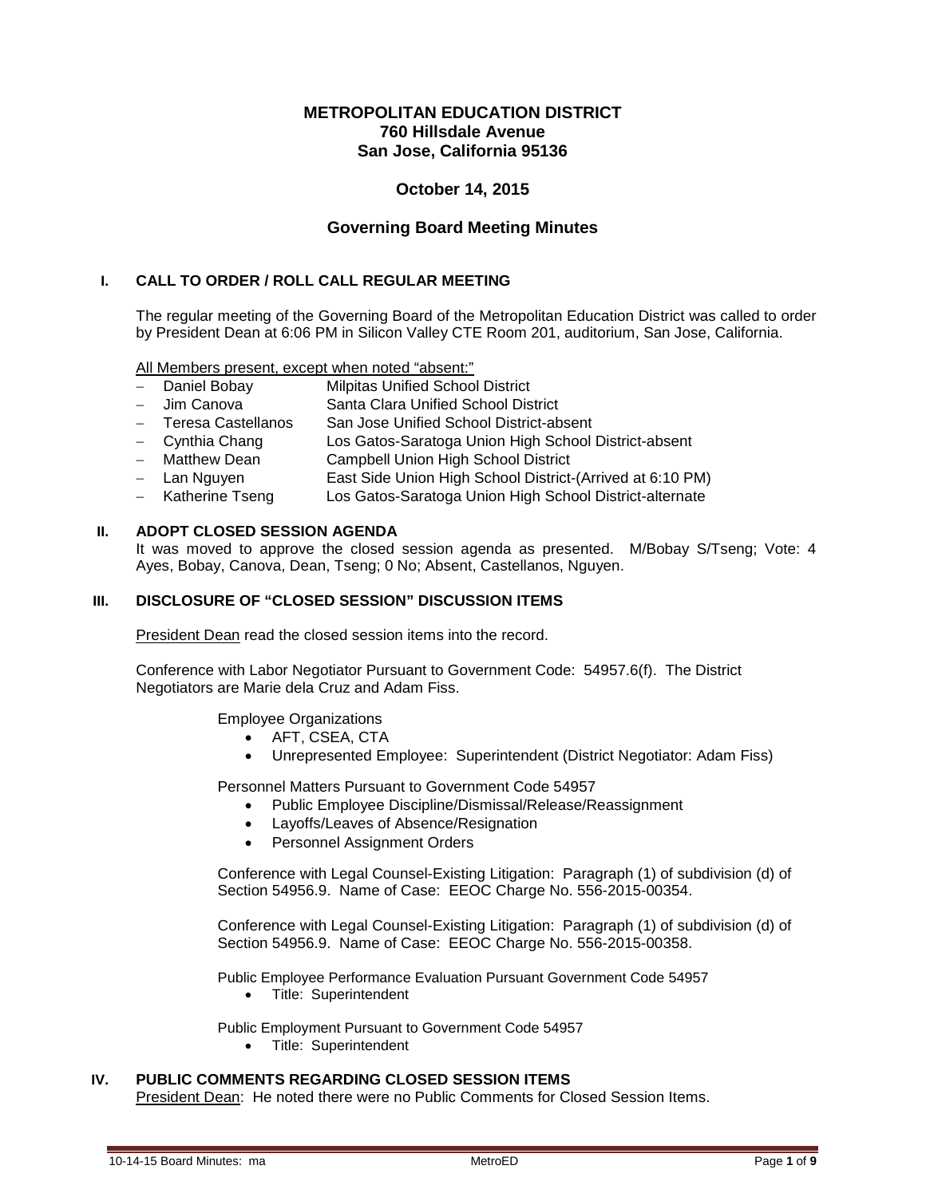**METROPOLITAN EDUCATION DISTRICT**
**760 Hillsdale Avenue**
**San Jose, California 95136**

**October 14, 2015**

**Governing Board Meeting Minutes**

## I. CALL TO ORDER / ROLL CALL REGULAR MEETING

The regular meeting of the Governing Board of the Metropolitan Education District was called to order by President Dean at 6:06 PM in Silicon Valley CTE Room 201, auditorium, San Jose, California.

<u>All Members present, except when noted "absent:"</u>

- Daniel Bobay — Milpitas Unified School District
- Jim Canova — Santa Clara Unified School District
- Teresa Castellanos — San Jose Unified School District-absent
- Cynthia Chang — Los Gatos-Saratoga Union High School District-absent
- Matthew Dean — Campbell Union High School District
- Lan Nguyen — East Side Union High School District-(Arrived at 6:10 PM)
- Katherine Tseng — Los Gatos-Saratoga Union High School District-alternate

## II. ADOPT CLOSED SESSION AGENDA

It was moved to approve the closed session agenda as presented. M/Bobay S/Tseng; Vote: 4 Ayes, Bobay, Canova, Dean, Tseng; 0 No; Absent, Castellanos, Nguyen.

## III. DISCLOSURE OF "CLOSED SESSION" DISCUSSION ITEMS

<u>President Dean</u> read the closed session items into the record.

Conference with Labor Negotiator Pursuant to Government Code: 54957.6(f). The District Negotiators are Marie dela Cruz and Adam Fiss.

Employee Organizations

- AFT, CSEA, CTA
- Unrepresented Employee: Superintendent (District Negotiator: Adam Fiss)

Personnel Matters Pursuant to Government Code 54957

- Public Employee Discipline/Dismissal/Release/Reassignment
- Layoffs/Leaves of Absence/Resignation
- Personnel Assignment Orders

Conference with Legal Counsel-Existing Litigation: Paragraph (1) of subdivision (d) of Section 54956.9. Name of Case: EEOC Charge No. 556-2015-00354.

Conference with Legal Counsel-Existing Litigation: Paragraph (1) of subdivision (d) of Section 54956.9. Name of Case: EEOC Charge No. 556-2015-00358.

Public Employee Performance Evaluation Pursuant Government Code 54957

- Title: Superintendent

Public Employment Pursuant to Government Code 54957

- Title: Superintendent

## IV. PUBLIC COMMENTS REGARDING CLOSED SESSION ITEMS

<u>President Dean</u>: He noted there were no Public Comments for Closed Session Items.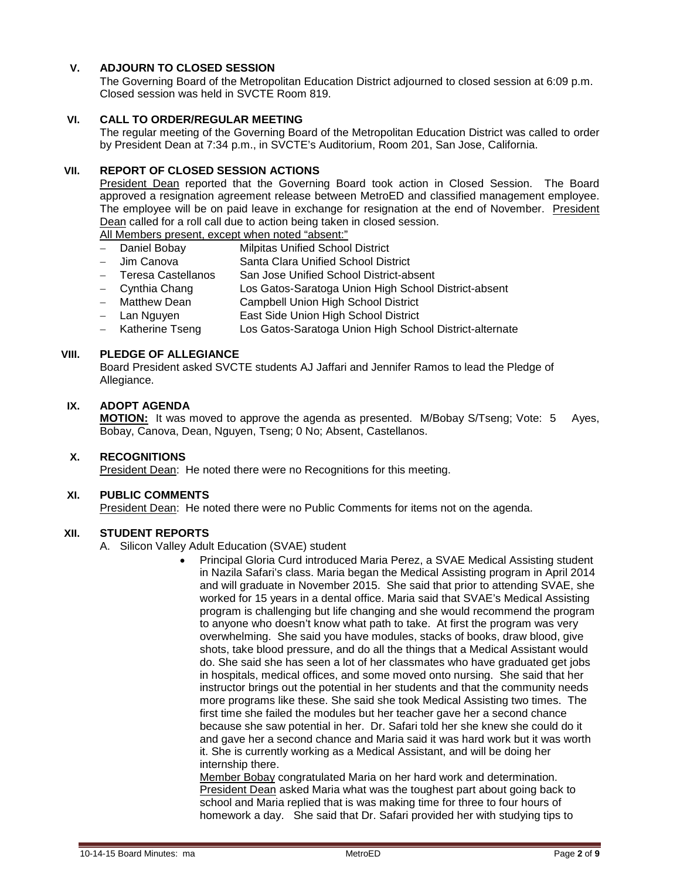## V. ADJOURN TO CLOSED SESSION

The Governing Board of the Metropolitan Education District adjourned to closed session at 6:09 p.m. Closed session was held in SVCTE Room 819.

## VI. CALL TO ORDER/REGULAR MEETING

The regular meeting of the Governing Board of the Metropolitan Education District was called to order by President Dean at 7:34 p.m., in SVCTE's Auditorium, Room 201, San Jose, California.

## VII. REPORT OF CLOSED SESSION ACTIONS

President Dean reported that the Governing Board took action in Closed Session. The Board approved a resignation agreement release between MetroED and classified management employee. The employee will be on paid leave in exchange for resignation at the end of November. President Dean called for a roll call due to action being taken in closed session.

All Members present, except when noted "absent:"

- Daniel Bobay — Milpitas Unified School District
- Jim Canova — Santa Clara Unified School District
- Teresa Castellanos — San Jose Unified School District-absent
- Cynthia Chang — Los Gatos-Saratoga Union High School District-absent
- Matthew Dean — Campbell Union High School District
- Lan Nguyen — East Side Union High School District
- Katherine Tseng — Los Gatos-Saratoga Union High School District-alternate

## VIII. PLEDGE OF ALLEGIANCE

Board President asked SVCTE students AJ Jaffari and Jennifer Ramos to lead the Pledge of Allegiance.

## IX. ADOPT AGENDA

**MOTION:** It was moved to approve the agenda as presented. M/Bobay S/Tseng; Vote: 5 Ayes, Bobay, Canova, Dean, Nguyen, Tseng; 0 No; Absent, Castellanos.

## X. RECOGNITIONS

President Dean: He noted there were no Recognitions for this meeting.

## XI. PUBLIC COMMENTS

President Dean: He noted there were no Public Comments for items not on the agenda.

## XII. STUDENT REPORTS

A. Silicon Valley Adult Education (SVAE) student

- Principal Gloria Curd introduced Maria Perez, a SVAE Medical Assisting student in Nazila Safari's class. Maria began the Medical Assisting program in April 2014 and will graduate in November 2015. She said that prior to attending SVAE, she worked for 15 years in a dental office. Maria said that SVAE's Medical Assisting program is challenging but life changing and she would recommend the program to anyone who doesn't know what path to take. At first the program was very overwhelming. She said you have modules, stacks of books, draw blood, give shots, take blood pressure, and do all the things that a Medical Assistant would do. She said she has seen a lot of her classmates who have graduated get jobs in hospitals, medical offices, and some moved onto nursing. She said that her instructor brings out the potential in her students and that the community needs more programs like these. She said she took Medical Assisting two times. The first time she failed the modules but her teacher gave her a second chance because she saw potential in her. Dr. Safari told her she knew she could do it and gave her a second chance and Maria said it was hard work but it was worth it. She is currently working as a Medical Assistant, and will be doing her internship there.

  Member Bobay congratulated Maria on her hard work and determination. President Dean asked Maria what was the toughest part about going back to school and Maria replied that is was making time for three to four hours of homework a day. She said that Dr. Safari provided her with studying tips to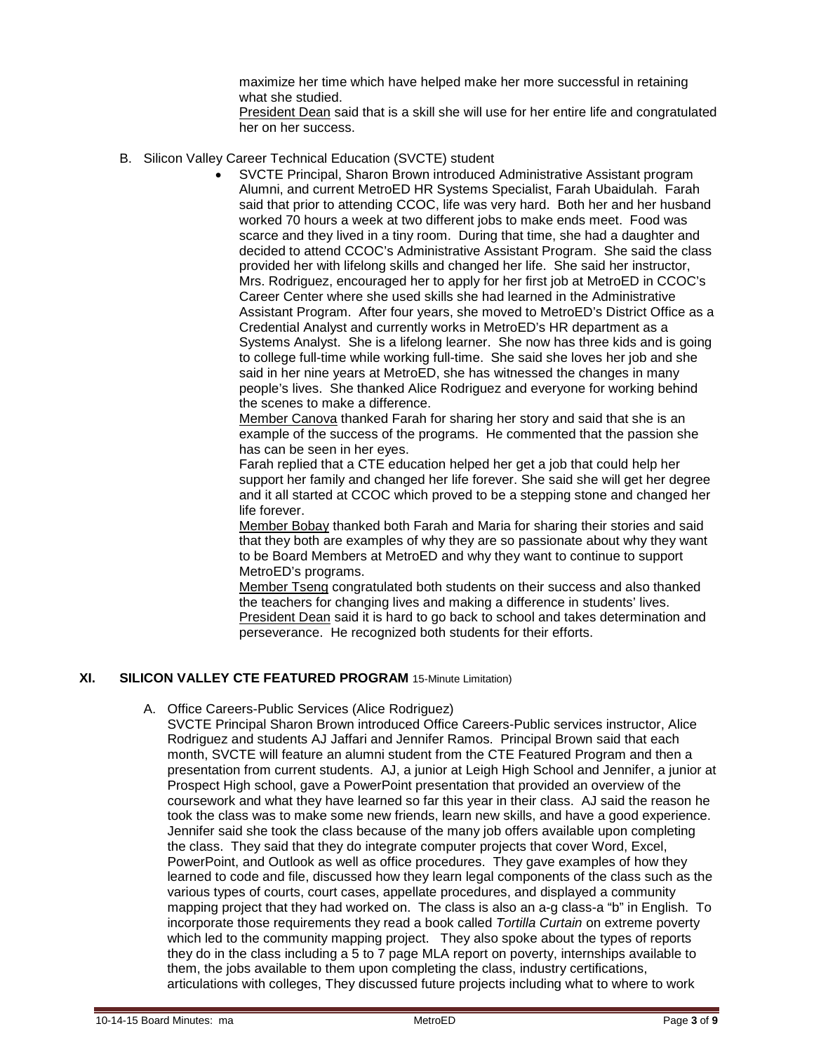maximize her time which have helped make her more successful in retaining what she studied.

President Dean said that is a skill she will use for her entire life and congratulated her on her success.

B. Silicon Valley Career Technical Education (SVCTE) student

- SVCTE Principal, Sharon Brown introduced Administrative Assistant program Alumni, and current MetroED HR Systems Specialist, Farah Ubaidulah. Farah said that prior to attending CCOC, life was very hard. Both her and her husband worked 70 hours a week at two different jobs to make ends meet. Food was scarce and they lived in a tiny room. During that time, she had a daughter and decided to attend CCOC's Administrative Assistant Program. She said the class provided her with lifelong skills and changed her life. She said her instructor, Mrs. Rodriguez, encouraged her to apply for her first job at MetroED in CCOC's Career Center where she used skills she had learned in the Administrative Assistant Program. After four years, she moved to MetroED's District Office as a Credential Analyst and currently works in MetroED's HR department as a Systems Analyst. She is a lifelong learner. She now has three kids and is going to college full-time while working full-time. She said she loves her job and she said in her nine years at MetroED, she has witnessed the changes in many people's lives. She thanked Alice Rodriguez and everyone for working behind the scenes to make a difference.

  Member Canova thanked Farah for sharing her story and said that she is an example of the success of the programs. He commented that the passion she has can be seen in her eyes.

  Farah replied that a CTE education helped her get a job that could help her support her family and changed her life forever. She said she will get her degree and it all started at CCOC which proved to be a stepping stone and changed her life forever.

  Member Bobay thanked both Farah and Maria for sharing their stories and said that they both are examples of why they are so passionate about why they want to be Board Members at MetroED and why they want to continue to support MetroED's programs.

  Member Tseng congratulated both students on their success and also thanked the teachers for changing lives and making a difference in students' lives.

  President Dean said it is hard to go back to school and takes determination and perseverance. He recognized both students for their efforts.

## XI. SILICON VALLEY CTE FEATURED PROGRAM 15-Minute Limitation)

A. Office Careers-Public Services (Alice Rodriguez)

SVCTE Principal Sharon Brown introduced Office Careers-Public services instructor, Alice Rodriguez and students AJ Jaffari and Jennifer Ramos. Principal Brown said that each month, SVCTE will feature an alumni student from the CTE Featured Program and then a presentation from current students. AJ, a junior at Leigh High School and Jennifer, a junior at Prospect High school, gave a PowerPoint presentation that provided an overview of the coursework and what they have learned so far this year in their class. AJ said the reason he took the class was to make some new friends, learn new skills, and have a good experience. Jennifer said she took the class because of the many job offers available upon completing the class. They said that they do integrate computer projects that cover Word, Excel, PowerPoint, and Outlook as well as office procedures. They gave examples of how they learned to code and file, discussed how they learn legal components of the class such as the various types of courts, court cases, appellate procedures, and displayed a community mapping project that they had worked on. The class is also an a-g class-a "b" in English. To incorporate those requirements they read a book called *Tortilla Curtain* on extreme poverty which led to the community mapping project. They also spoke about the types of reports they do in the class including a 5 to 7 page MLA report on poverty, internships available to them, the jobs available to them upon completing the class, industry certifications, articulations with colleges, They discussed future projects including what to where to work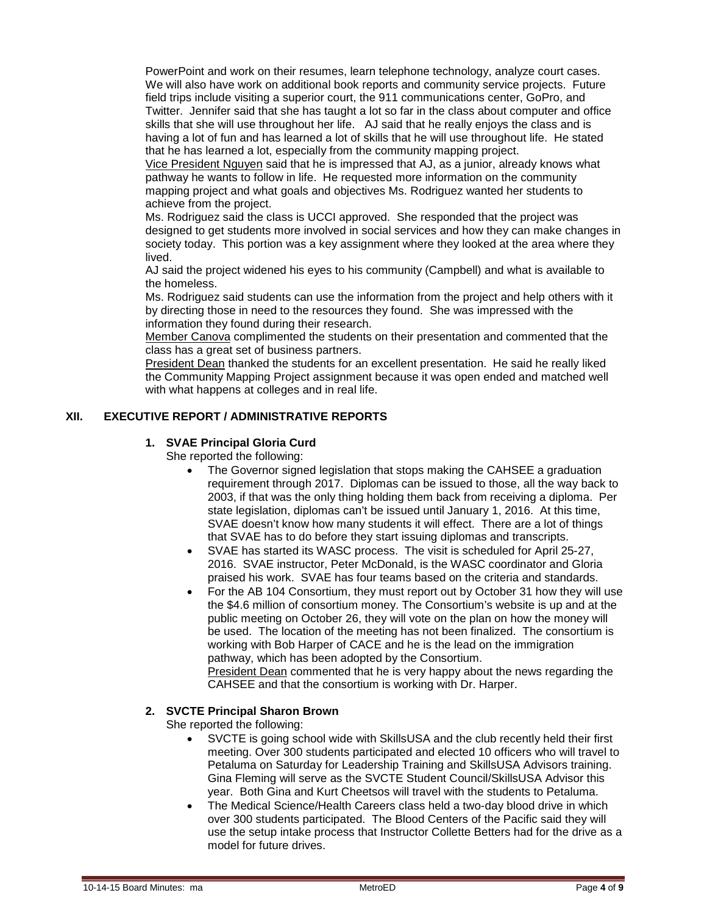PowerPoint and work on their resumes, learn telephone technology, analyze court cases. We will also have work on additional book reports and community service projects. Future field trips include visiting a superior court, the 911 communications center, GoPro, and Twitter. Jennifer said that she has taught a lot so far in the class about computer and office skills that she will use throughout her life. AJ said that he really enjoys the class and is having a lot of fun and has learned a lot of skills that he will use throughout life. He stated that he has learned a lot, especially from the community mapping project.

Vice President Nguyen said that he is impressed that AJ, as a junior, already knows what pathway he wants to follow in life. He requested more information on the community mapping project and what goals and objectives Ms. Rodriguez wanted her students to achieve from the project.

Ms. Rodriguez said the class is UCCI approved. She responded that the project was designed to get students more involved in social services and how they can make changes in society today. This portion was a key assignment where they looked at the area where they lived.

AJ said the project widened his eyes to his community (Campbell) and what is available to the homeless.

Ms. Rodriguez said students can use the information from the project and help others with it by directing those in need to the resources they found. She was impressed with the information they found during their research.

Member Canova complimented the students on their presentation and commented that the class has a great set of business partners.

President Dean thanked the students for an excellent presentation. He said he really liked the Community Mapping Project assignment because it was open ended and matched well with what happens at colleges and in real life.

## XII. EXECUTIVE REPORT / ADMINISTRATIVE REPORTS

### 1. SVAE Principal Gloria Curd

She reported the following:

- The Governor signed legislation that stops making the CAHSEE a graduation requirement through 2017. Diplomas can be issued to those, all the way back to 2003, if that was the only thing holding them back from receiving a diploma. Per state legislation, diplomas can't be issued until January 1, 2016. At this time, SVAE doesn't know how many students it will effect. There are a lot of things that SVAE has to do before they start issuing diplomas and transcripts.
- SVAE has started its WASC process. The visit is scheduled for April 25-27, 2016. SVAE instructor, Peter McDonald, is the WASC coordinator and Gloria praised his work. SVAE has four teams based on the criteria and standards.
- For the AB 104 Consortium, they must report out by October 31 how they will use the $4.6 million of consortium money. The Consortium's website is up and at the public meeting on October 26, they will vote on the plan on how the money will be used. The location of the meeting has not been finalized. The consortium is working with Bob Harper of CACE and he is the lead on the immigration pathway, which has been adopted by the Consortium.
  President Dean commented that he is very happy about the news regarding the CAHSEE and that the consortium is working with Dr. Harper.

### 2. SVCTE Principal Sharon Brown

She reported the following:

- SVCTE is going school wide with SkillsUSA and the club recently held their first meeting. Over 300 students participated and elected 10 officers who will travel to Petaluma on Saturday for Leadership Training and SkillsUSA Advisors training. Gina Fleming will serve as the SVCTE Student Council/SkillsUSA Advisor this year. Both Gina and Kurt Cheetsos will travel with the students to Petaluma.
- The Medical Science/Health Careers class held a two-day blood drive in which over 300 students participated. The Blood Centers of the Pacific said they will use the setup intake process that Instructor Collette Betters had for the drive as a model for future drives.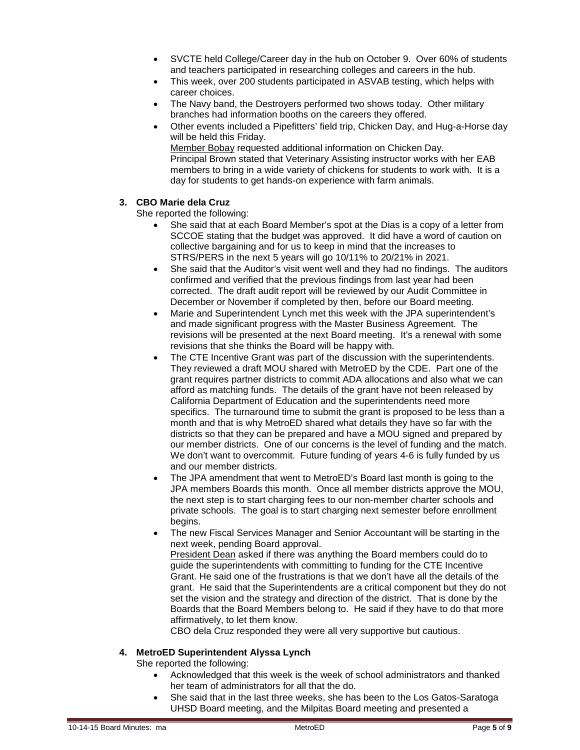- SVCTE held College/Career day in the hub on October 9. Over 60% of students and teachers participated in researching colleges and careers in the hub.
- This week, over 200 students participated in ASVAB testing, which helps with career choices.
- The Navy band, the Destroyers performed two shows today. Other military branches had information booths on the careers they offered.
- Other events included a Pipefitters' field trip, Chicken Day, and Hug-a-Horse day will be held this Friday.
  Member Bobay requested additional information on Chicken Day.
  Principal Brown stated that Veterinary Assisting instructor works with her EAB members to bring in a wide variety of chickens for students to work with. It is a day for students to get hands-on experience with farm animals.

**3. CBO Marie dela Cruz**

She reported the following:

- She said that at each Board Member's spot at the Dias is a copy of a letter from SCCOE stating that the budget was approved. It did have a word of caution on collective bargaining and for us to keep in mind that the increases to STRS/PERS in the next 5 years will go 10/11% to 20/21% in 2021.
- She said that the Auditor's visit went well and they had no findings. The auditors confirmed and verified that the previous findings from last year had been corrected. The draft audit report will be reviewed by our Audit Committee in December or November if completed by then, before our Board meeting.
- Marie and Superintendent Lynch met this week with the JPA superintendent's and made significant progress with the Master Business Agreement. The revisions will be presented at the next Board meeting. It's a renewal with some revisions that she thinks the Board will be happy with.
- The CTE Incentive Grant was part of the discussion with the superintendents. They reviewed a draft MOU shared with MetroED by the CDE. Part one of the grant requires partner districts to commit ADA allocations and also what we can afford as matching funds. The details of the grant have not been released by California Department of Education and the superintendents need more specifics. The turnaround time to submit the grant is proposed to be less than a month and that is why MetroED shared what details they have so far with the districts so that they can be prepared and have a MOU signed and prepared by our member districts. One of our concerns is the level of funding and the match. We don't want to overcommit. Future funding of years 4-6 is fully funded by us and our member districts.
- The JPA amendment that went to MetroED's Board last month is going to the JPA members Boards this month. Once all member districts approve the MOU, the next step is to start charging fees to our non-member charter schools and private schools. The goal is to start charging next semester before enrollment begins.
- The new Fiscal Services Manager and Senior Accountant will be starting in the next week, pending Board approval.
  President Dean asked if there was anything the Board members could do to guide the superintendents with committing to funding for the CTE Incentive Grant. He said one of the frustrations is that we don't have all the details of the grant. He said that the Superintendents are a critical component but they do not set the vision and the strategy and direction of the district. That is done by the Boards that the Board Members belong to. He said if they have to do that more affirmatively, to let them know.
  CBO dela Cruz responded they were all very supportive but cautious.

**4. MetroED Superintendent Alyssa Lynch**

She reported the following:

- Acknowledged that this week is the week of school administrators and thanked her team of administrators for all that the do.
- She said that in the last three weeks, she has been to the Los Gatos-Saratoga UHSD Board meeting, and the Milpitas Board meeting and presented a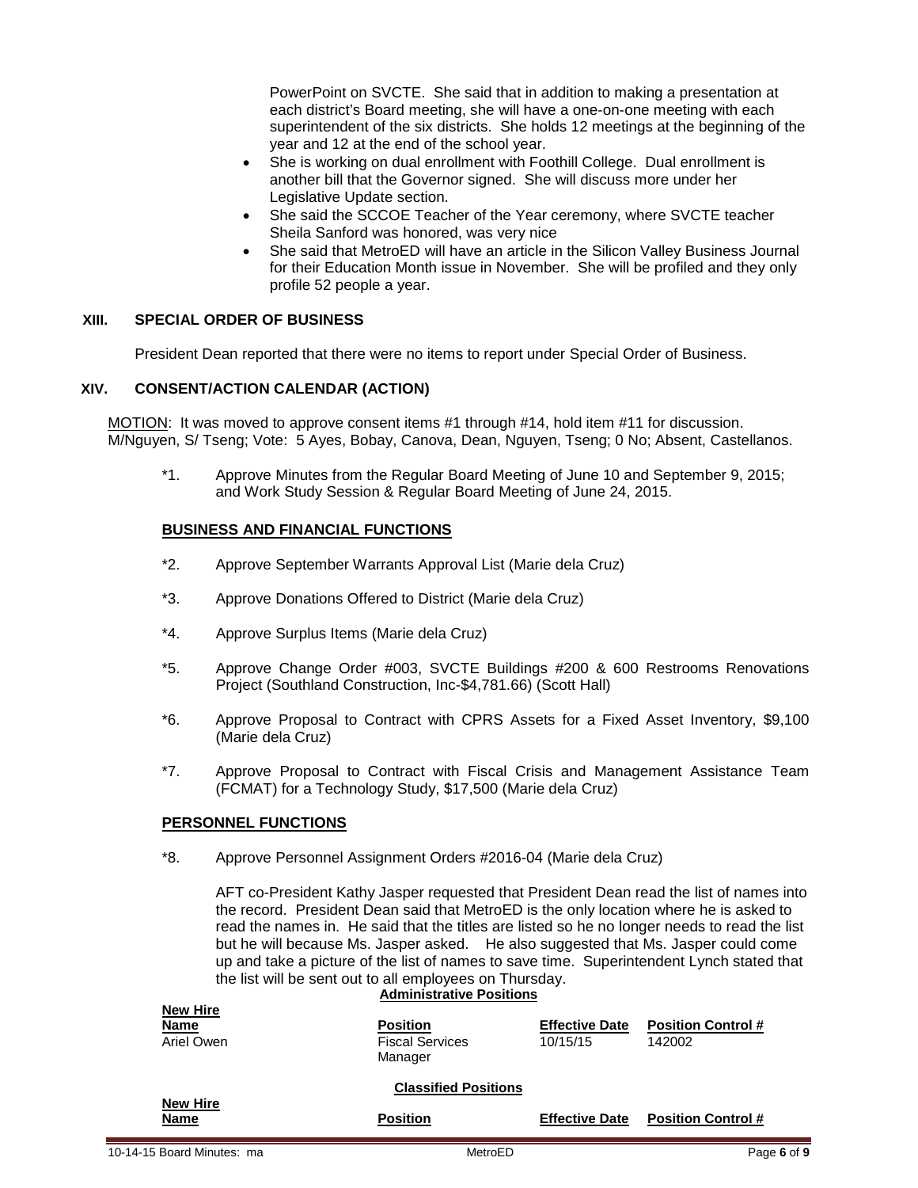PowerPoint on SVCTE. She said that in addition to making a presentation at each district's Board meeting, she will have a one-on-one meeting with each superintendent of the six districts. She holds 12 meetings at the beginning of the year and 12 at the end of the school year.

- She is working on dual enrollment with Foothill College. Dual enrollment is another bill that the Governor signed. She will discuss more under her Legislative Update section.
- She said the SCCOE Teacher of the Year ceremony, where SVCTE teacher Sheila Sanford was honored, was very nice
- She said that MetroED will have an article in the Silicon Valley Business Journal for their Education Month issue in November. She will be profiled and they only profile 52 people a year.

## XIII. SPECIAL ORDER OF BUSINESS

President Dean reported that there were no items to report under Special Order of Business.

## XIV. CONSENT/ACTION CALENDAR (ACTION)

MOTION: It was moved to approve consent items #1 through #14, hold item #11 for discussion. M/Nguyen, S/ Tseng; Vote: 5 Ayes, Bobay, Canova, Dean, Nguyen, Tseng; 0 No; Absent, Castellanos.

*1. Approve Minutes from the Regular Board Meeting of June 10 and September 9, 2015; and Work Study Session & Regular Board Meeting of June 24, 2015.

### BUSINESS AND FINANCIAL FUNCTIONS

*2. Approve September Warrants Approval List (Marie dela Cruz)

*3. Approve Donations Offered to District (Marie dela Cruz)

*4. Approve Surplus Items (Marie dela Cruz)

*5. Approve Change Order #003, SVCTE Buildings #200 & 600 Restrooms Renovations Project (Southland Construction, Inc-$4,781.66) (Scott Hall)

*6. Approve Proposal to Contract with CPRS Assets for a Fixed Asset Inventory, $9,100 (Marie dela Cruz)

*7. Approve Proposal to Contract with Fiscal Crisis and Management Assistance Team (FCMAT) for a Technology Study, $17,500 (Marie dela Cruz)

### PERSONNEL FUNCTIONS

*8. Approve Personnel Assignment Orders #2016-04 (Marie dela Cruz)

AFT co-President Kathy Jasper requested that President Dean read the list of names into the record. President Dean said that MetroED is the only location where he is asked to read the names in. He said that the titles are listed so he no longer needs to read the list but he will because Ms. Jasper asked. He also suggested that Ms. Jasper could come up and take a picture of the list of names to save time. Superintendent Lynch stated that the list will be sent out to all employees on Thursday.

**Administrative Positions**

| New Hire Name | Position | Effective Date | Position Control # |
|---|---|---|---|
| Ariel Owen | Fiscal Services Manager | 10/15/15 | 142002 |

**Classified Positions**

| New Hire Name | Position | Effective Date | Position Control # |
|---|---|---|---|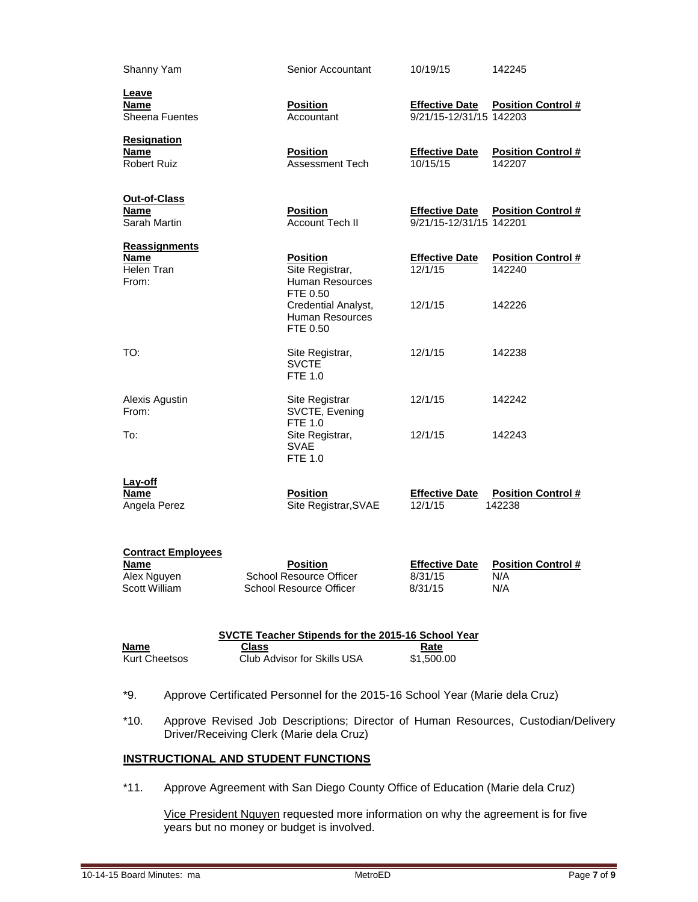| | | | |
|---|---|---|---|
| Shanny Yam | Senior Accountant | 10/19/15 | 142245 |

**Leave**

| Name | Position | Effective Date | Position Control # |
|---|---|---|---|
| Sheena Fuentes | Accountant | 9/21/15-12/31/15 | 142203 |

**Resignation**

| Name | Position | Effective Date | Position Control # |
|---|---|---|---|
| Robert Ruiz | Assessment Tech | 10/15/15 | 142207 |

**Out-of-Class**

| Name | Position | Effective Date | Position Control # |
|---|---|---|---|
| Sarah Martin | Account Tech II | 9/21/15-12/31/15 | 142201 |

**Reassignments**

| Name | Position | Effective Date | Position Control # |
|---|---|---|---|
| Helen Tran | | | |
| From: | Site Registrar, Human Resources FTE 0.50 | 12/1/15 | 142240 |
| | Credential Analyst, Human Resources FTE 0.50 | 12/1/15 | 142226 |
| TO: | Site Registrar, SVCTE FTE 1.0 | 12/1/15 | 142238 |
| Alexis Agustin | | | |
| From: | Site Registrar SVCTE, Evening FTE 1.0 | 12/1/15 | 142242 |
| To: | Site Registrar, SVAE FTE 1.0 | 12/1/15 | 142243 |

**Lay-off**

| Name | Position | Effective Date | Position Control # |
|---|---|---|---|
| Angela Perez | Site Registrar,SVAE | 12/1/15 | 142238 |

**Contract Employees**

| Name | Position | Effective Date | Position Control # |
|---|---|---|---|
| Alex Nguyen | School Resource Officer | 8/31/15 | N/A |
| Scott William | School Resource Officer | 8/31/15 | N/A |

**SVCTE Teacher Stipends for the 2015-16 School Year**

| Name | Class | Rate |
|---|---|---|
| Kurt Cheetsos | Club Advisor for Skills USA | $1,500.00 |

*9. Approve Certificated Personnel for the 2015-16 School Year (Marie dela Cruz)

*10. Approve Revised Job Descriptions; Director of Human Resources, Custodian/Delivery Driver/Receiving Clerk (Marie dela Cruz)

## INSTRUCTIONAL AND STUDENT FUNCTIONS

*11. Approve Agreement with San Diego County Office of Education (Marie dela Cruz)

Vice President Nguyen requested more information on why the agreement is for five years but no money or budget is involved.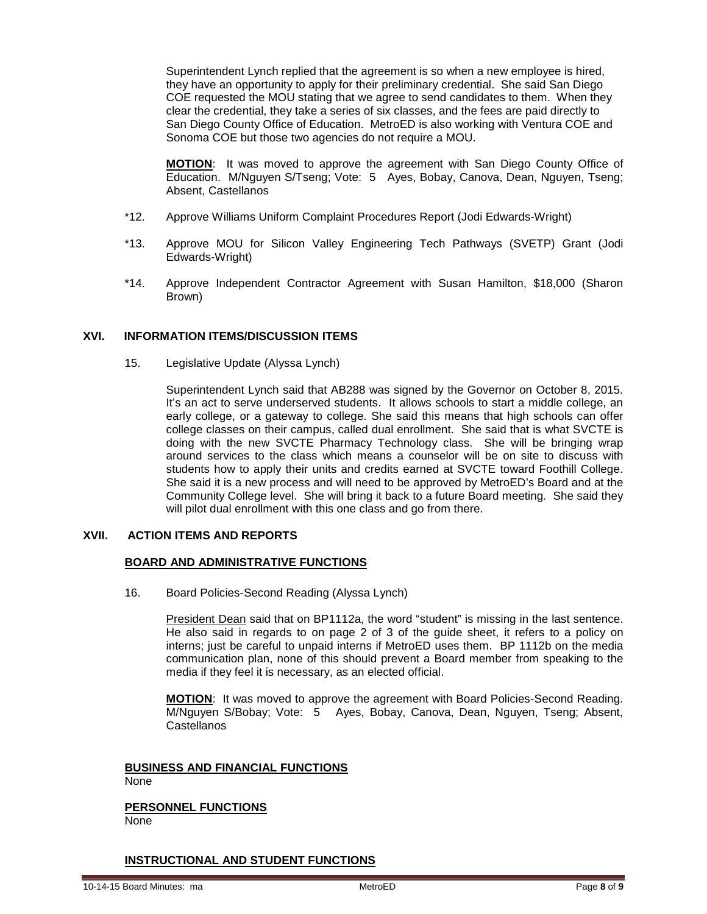Superintendent Lynch replied that the agreement is so when a new employee is hired, they have an opportunity to apply for their preliminary credential. She said San Diego COE requested the MOU stating that we agree to send candidates to them. When they clear the credential, they take a series of six classes, and the fees are paid directly to San Diego County Office of Education. MetroED is also working with Ventura COE and Sonoma COE but those two agencies do not require a MOU.

**MOTION**: It was moved to approve the agreement with San Diego County Office of Education. M/Nguyen S/Tseng; Vote: 5 Ayes, Bobay, Canova, Dean, Nguyen, Tseng; Absent, Castellanos

*12. Approve Williams Uniform Complaint Procedures Report (Jodi Edwards-Wright)

*13. Approve MOU for Silicon Valley Engineering Tech Pathways (SVETP) Grant (Jodi Edwards-Wright)

*14. Approve Independent Contractor Agreement with Susan Hamilton, $18,000 (Sharon Brown)

## XVI. INFORMATION ITEMS/DISCUSSION ITEMS

15. Legislative Update (Alyssa Lynch)

Superintendent Lynch said that AB288 was signed by the Governor on October 8, 2015. It's an act to serve underserved students. It allows schools to start a middle college, an early college, or a gateway to college. She said this means that high schools can offer college classes on their campus, called dual enrollment. She said that is what SVCTE is doing with the new SVCTE Pharmacy Technology class. She will be bringing wrap around services to the class which means a counselor will be on site to discuss with students how to apply their units and credits earned at SVCTE toward Foothill College. She said it is a new process and will need to be approved by MetroED's Board and at the Community College level. She will bring it back to a future Board meeting. She said they will pilot dual enrollment with this one class and go from there.

## XVII. ACTION ITEMS AND REPORTS

**BOARD AND ADMINISTRATIVE FUNCTIONS**

16. Board Policies-Second Reading (Alyssa Lynch)

President Dean said that on BP1112a, the word "student" is missing in the last sentence. He also said in regards to on page 2 of 3 of the guide sheet, it refers to a policy on interns; just be careful to unpaid interns if MetroED uses them. BP 1112b on the media communication plan, none of this should prevent a Board member from speaking to the media if they feel it is necessary, as an elected official.

**MOTION**: It was moved to approve the agreement with Board Policies-Second Reading. M/Nguyen S/Bobay; Vote: 5 Ayes, Bobay, Canova, Dean, Nguyen, Tseng; Absent, Castellanos

**BUSINESS AND FINANCIAL FUNCTIONS**
None

**PERSONNEL FUNCTIONS**
None

**INSTRUCTIONAL AND STUDENT FUNCTIONS**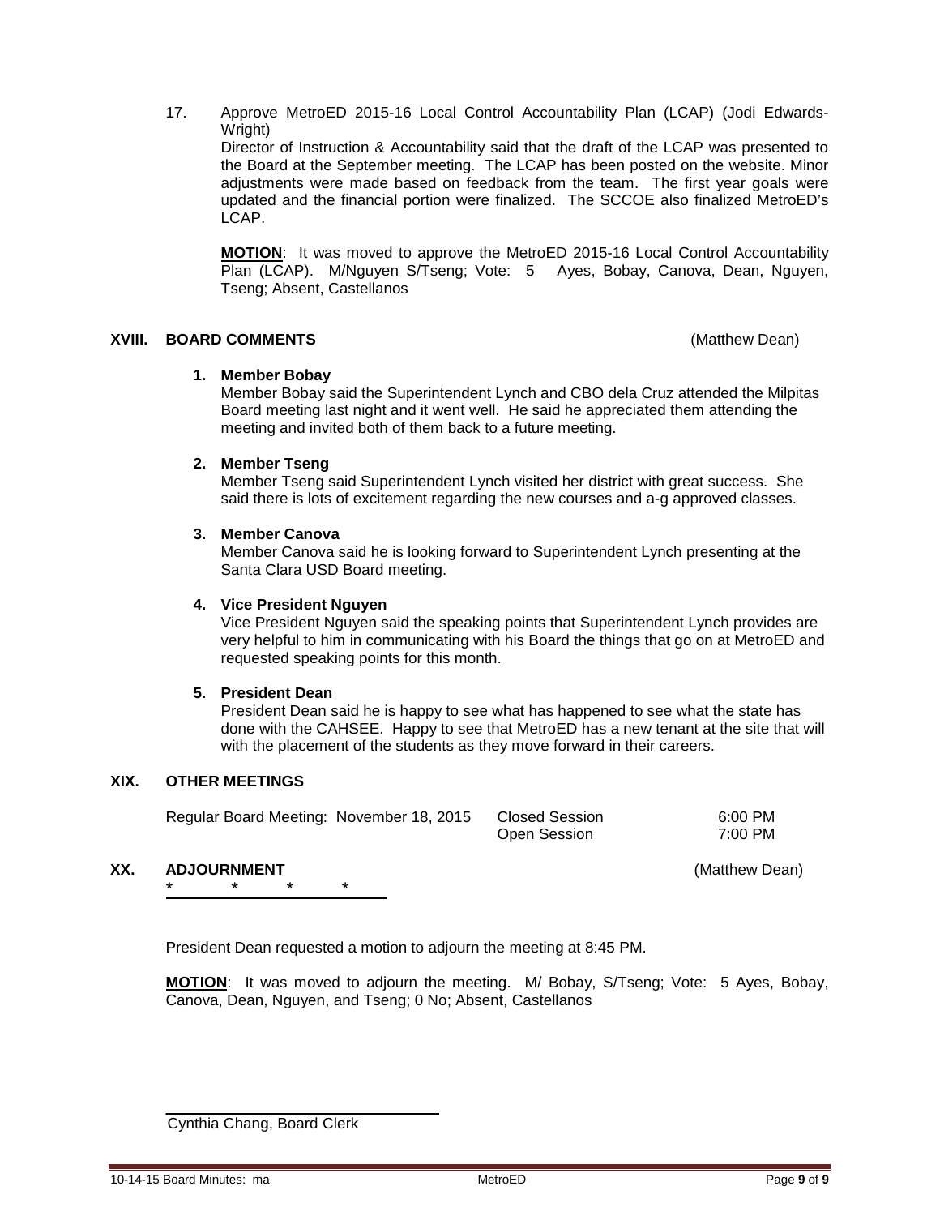17. Approve MetroED 2015-16 Local Control Accountability Plan (LCAP) (Jodi Edwards-Wright)
Director of Instruction & Accountability said that the draft of the LCAP was presented to the Board at the September meeting. The LCAP has been posted on the website. Minor adjustments were made based on feedback from the team. The first year goals were updated and the financial portion were finalized. The SCCOE also finalized MetroED's LCAP.

**MOTION**: It was moved to approve the MetroED 2015-16 Local Control Accountability Plan (LCAP). M/Nguyen S/Tseng; Vote: 5 Ayes, Bobay, Canova, Dean, Nguyen, Tseng; Absent, Castellanos

## XVIII. BOARD COMMENTS (Matthew Dean)

**1. Member Bobay**
Member Bobay said the Superintendent Lynch and CBO dela Cruz attended the Milpitas Board meeting last night and it went well. He said he appreciated them attending the meeting and invited both of them back to a future meeting.

**2. Member Tseng**
Member Tseng said Superintendent Lynch visited her district with great success. She said there is lots of excitement regarding the new courses and a-g approved classes.

**3. Member Canova**
Member Canova said he is looking forward to Superintendent Lynch presenting at the Santa Clara USD Board meeting.

**4. Vice President Nguyen**
Vice President Nguyen said the speaking points that Superintendent Lynch provides are very helpful to him in communicating with his Board the things that go on at MetroED and requested speaking points for this month.

**5. President Dean**
President Dean said he is happy to see what has happened to see what the state has done with the CAHSEE. Happy to see that MetroED has a new tenant at the site that will with the placement of the students as they move forward in their careers.

## XIX. OTHER MEETINGS

| | | |
|---|---|---|
| Regular Board Meeting: November 18, 2015 | Closed Session | 6:00 PM |
| | Open Session | 7:00 PM |

## XX. ADJOURNMENT (Matthew Dean)

\* \* \* \*

President Dean requested a motion to adjourn the meeting at 8:45 PM.

**MOTION**: It was moved to adjourn the meeting. M/ Bobay, S/Tseng; Vote: 5 Ayes, Bobay, Canova, Dean, Nguyen, and Tseng; 0 No; Absent, Castellanos

Cynthia Chang, Board Clerk